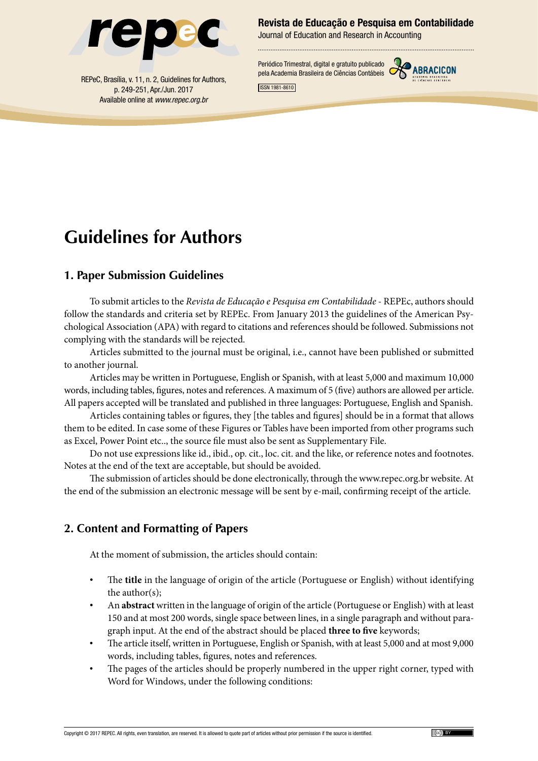# Guidelines for Authors

## 1. Paper Submission Guidelines

To submit articles to the *Revista de Educação e Pesquisa em Contabilidade* - REPEc, authors should follow the standards and criteria set by REPEc. From January 2013 the guidelines of the American Psychological Association (APA) with regard to citations and references should be followed. Submissions not complying with the standards will be rejected.

Articles submitted to the journal must be original, i.e., cannot have been published or submitted to another journal.

Articles may be written in Portuguese, English or Spanish, with at least 5,000 and maximum 10,000 words, including tables, figures, notes and references. A maximum of 5 (five) authors are allowed per article. All papers accepted will be translated and published in three languages: Portuguese, English and Spanish.

Articles containing tables or figures, they [the tables and figures] should be in a format that allows them to be edited. In case some of these Figures or Tables have been imported from other programs such as Excel, Power Point etc.., the source file must also be sent as Supplementary File.

Do not use expressions like id., ibid., op. cit., loc. cit. and the like, or reference notes and footnotes. Notes at the end of the text are acceptable, but should be avoided.

The submission of articles should be done electronically, through the www.repec.org.br website. At the end of the submission an electronic message will be sent by e-mail, confirming receipt of the article.

## 2. Content and Formatting of Papers

At the moment of submission, the articles should contain:

- The **title** in the language of origin of the article (Portuguese or English) without identifying the author(s);
- An **abstract** written in the language of origin of the article (Portuguese or English) with at least 150 and at most 200 words, single space between lines, in a single paragraph and without paragraph input. At the end of the abstract should be placed **three to five** keywords;
- The article itself, written in Portuguese, English or Spanish, with at least 5,000 and at most 9,000 words, including tables, figures, notes and references.
- The pages of the articles should be properly numbered in the upper right corner, typed with Word for Windows, under the following conditions: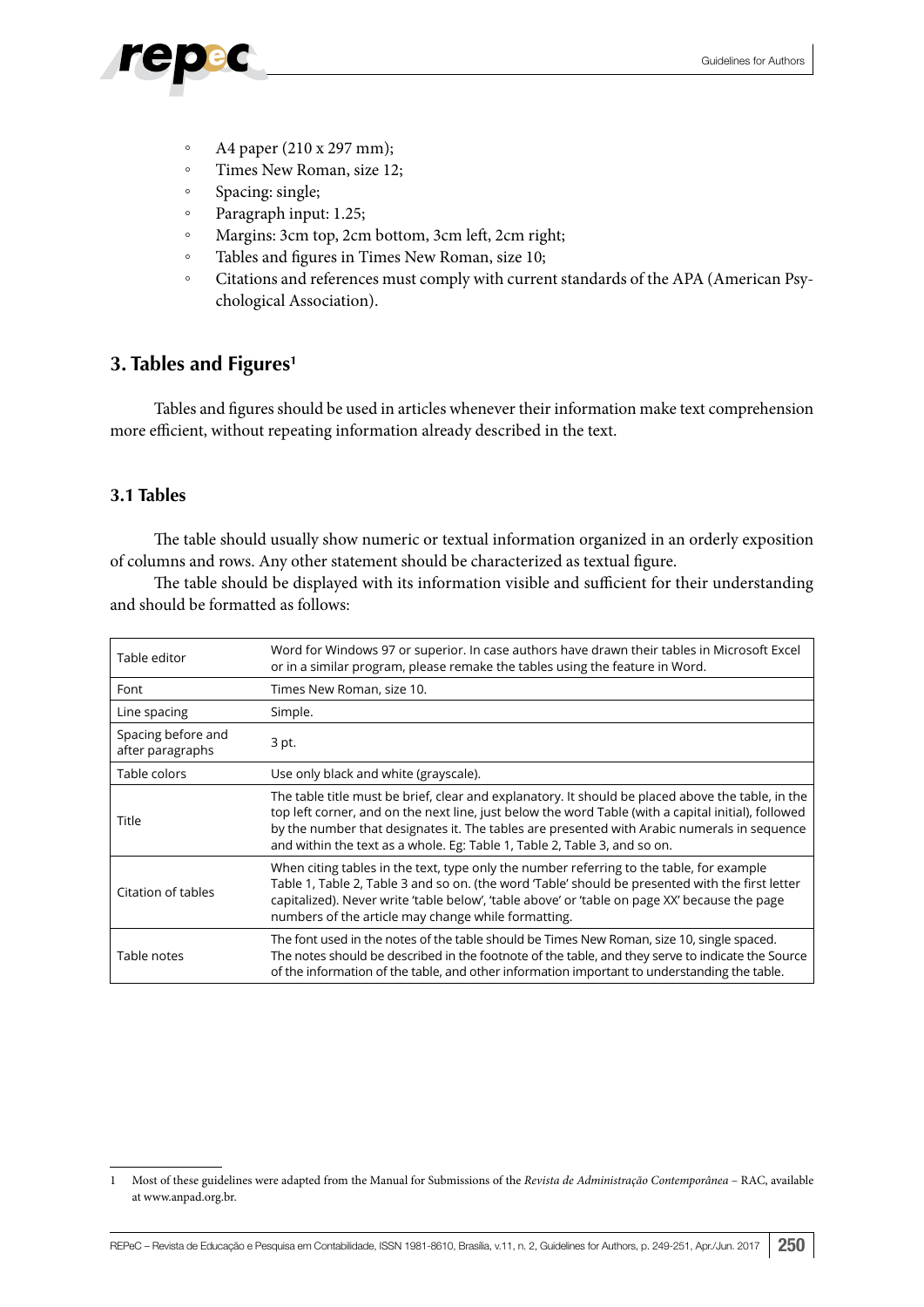- A4 paper (210 x 297 mm);
- Times New Roman, size 12;
- Spacing: single;
- Paragraph input: 1.25;
- Margins: 3cm top, 2cm bottom, 3cm left, 2cm right;
- Tables and figures in Times New Roman, size 10;
- Citations and references must comply with current standards of the APA (American Psychological Association).

## 3. Tables and Figures[1]

Tables and figures should be used in articles whenever their information make text comprehension more efficient, without repeating information already described in the text.

### 3.1 Tables

The table should usually show numeric or textual information organized in an orderly exposition of columns and rows. Any other statement should be characterized as textual figure.

The table should be displayed with its information visible and sufficient for their understanding and should be formatted as follows:

| | |
|---|---|
| Table editor | Word for Windows 97 or superior. In case authors have drawn their tables in Microsoft Excel or in a similar program, please remake the tables using the feature in Word. |
| Font | Times New Roman, size 10. |
| Line spacing | Simple. |
| Spacing before and after paragraphs | 3 pt. |
| Table colors | Use only black and white (grayscale). |
| Title | The table title must be brief, clear and explanatory. It should be placed above the table, in the top left corner, and on the next line, just below the word Table (with a capital initial), followed by the number that designates it. The tables are presented with Arabic numerals in sequence and within the text as a whole. Eg: Table 1, Table 2, Table 3, and so on. |
| Citation of tables | When citing tables in the text, type only the number referring to the table, for example Table 1, Table 2, Table 3 and so on. (the word 'Table' should be presented with the first letter capitalized). Never write 'table below', 'table above' or 'table on page XX' because the page numbers of the article may change while formatting. |
| Table notes | The font used in the notes of the table should be Times New Roman, size 10, single spaced. The notes should be described in the footnote of the table, and they serve to indicate the Source of the information of the table, and other information important to understanding the table. |

---

[1] Most of these guidelines were adapted from the Manual for Submissions of the *Revista de Administração Contemporânea* – RAC, available at www.anpad.org.br.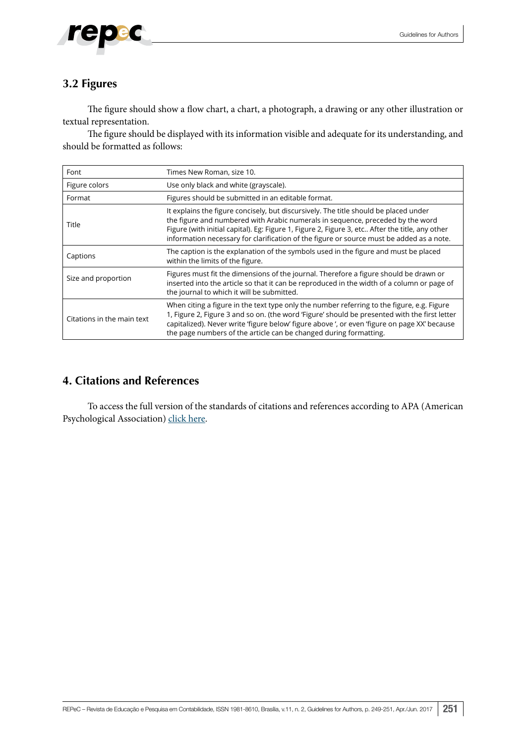## 3.2 Figures

The figure should show a flow chart, a chart, a photograph, a drawing or any other illustration or textual representation.

The figure should be displayed with its information visible and adequate for its understanding, and should be formatted as follows:

| | |
|---|---|
| Font | Times New Roman, size 10. |
| Figure colors | Use only black and white (grayscale). |
| Format | Figures should be submitted in an editable format. |
| Title | It explains the figure concisely, but discursively. The title should be placed under the figure and numbered with Arabic numerals in sequence, preceded by the word Figure (with initial capital). Eg: Figure 1, Figure 2, Figure 3, etc.. After the title, any other information necessary for clarification of the figure or source must be added as a note. |
| Captions | The caption is the explanation of the symbols used in the figure and must be placed within the limits of the figure. |
| Size and proportion | Figures must fit the dimensions of the journal. Therefore a figure should be drawn or inserted into the article so that it can be reproduced in the width of a column or page of the journal to which it will be submitted. |
| Citations in the main text | When citing a figure in the text type only the number referring to the figure, e.g. Figure 1, Figure 2, Figure 3 and so on. (the word 'Figure' should be presented with the first letter capitalized). Never write 'figure below' figure above ', or even 'figure on page XX' because the page numbers of the article can be changed during formatting. |

## 4. Citations and References

To access the full version of the standards of citations and references according to APA (American Psychological Association) click here.